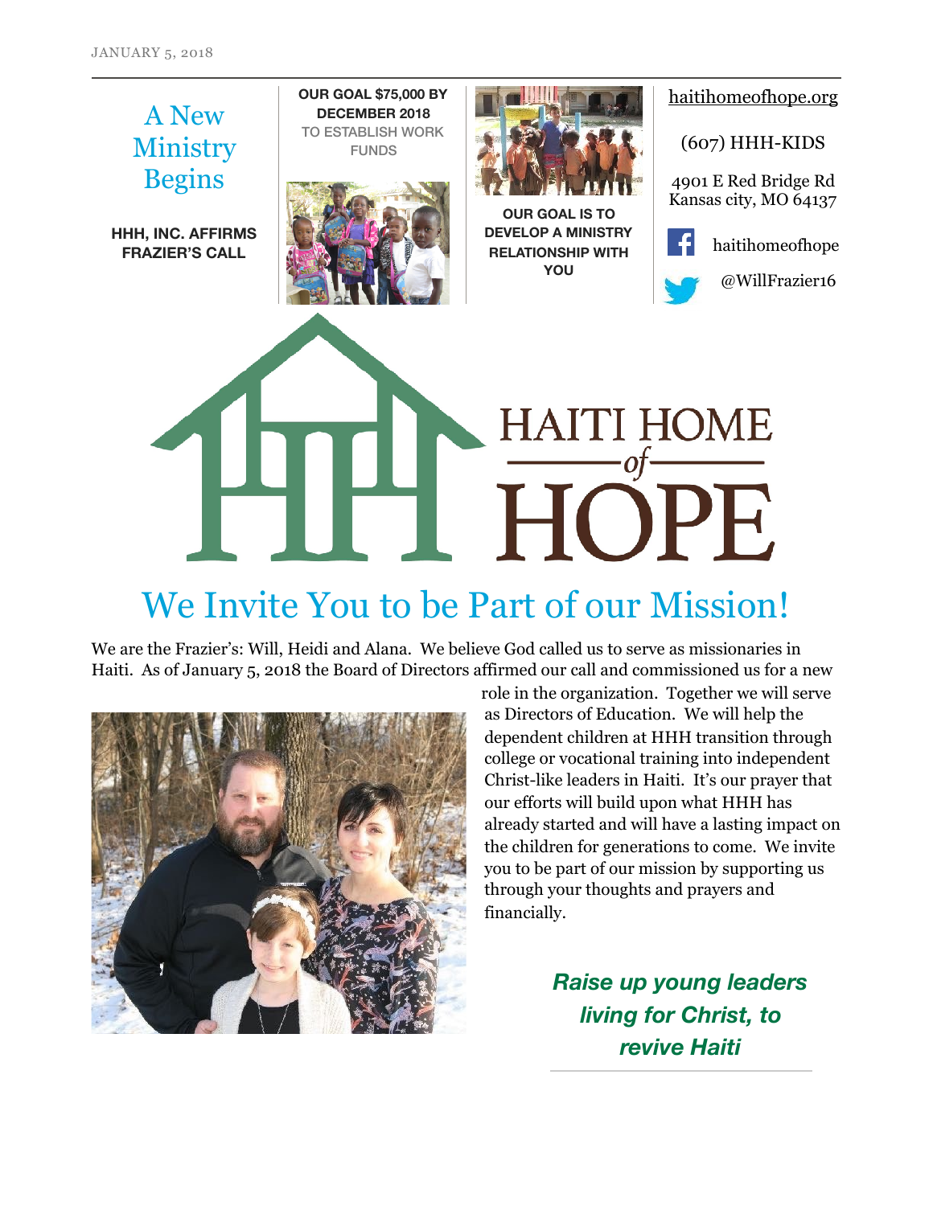JANUARY 5, 2018

## A New Ministry Begins

**HHH, INC. AFFIRMS FRAZIER'S CALL**

**OUR GOAL $75,000 BY DECEMBER 2018**
TO ESTABLISH WORK FUNDS

**OUR GOAL IS TO DEVELOP A MINISTRY RELATIONSHIP WITH YOU**

haitihomeofhope.org

(607) HHH-KIDS

4901 E Red Bridge Rd
Kansas city, MO 64137

haitihomeofhope

@WillFrazier16

HAITI HOME *of* HOPE

# We Invite You to be Part of our Mission!

We are the Frazier's: Will, Heidi and Alana. We believe God called us to serve as missionaries in Haiti. As of January 5, 2018 the Board of Directors affirmed our call and commissioned us for a new role in the organization. Together we will serve as Directors of Education. We will help the dependent children at HHH transition through college or vocational training into independent Christ-like leaders in Haiti. It's our prayer that our efforts will build upon what HHH has already started and will have a lasting impact on the children for generations to come. We invite you to be part of our mission by supporting us through your thoughts and prayers and financially.

***Raise up young leaders living for Christ, to revive Haiti***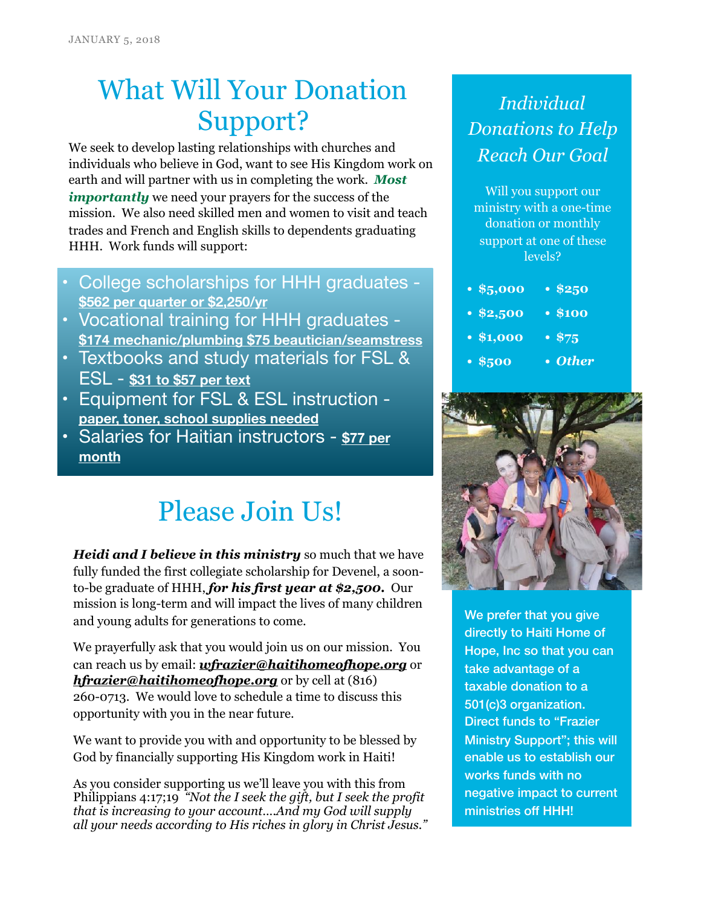JANUARY 5, 2018

# What Will Your Donation Support?

We seek to develop lasting relationships with churches and individuals who believe in God, want to see His Kingdom work on earth and will partner with us in completing the work. ***Most importantly*** we need your prayers for the success of the mission. We also need skilled men and women to visit and teach trades and French and English skills to dependents graduating HHH. Work funds will support:

- College scholarships for HHH graduates - **$562 per quarter or $2,250/yr**
- Vocational training for HHH graduates - **$174 mechanic/plumbing $75 beautician/seamstress**
- Textbooks and study materials for FSL & ESL - **$31 to $57 per text**
- Equipment for FSL & ESL instruction - **paper, toner, school supplies needed**
- Salaries for Haitian instructors - **$77 per month**

# Please Join Us!

***Heidi and I believe in this ministry*** so much that we have fully funded the first collegiate scholarship for Devenel, a soon-to-be graduate of HHH, ***for his first year at $2,500.*** Our mission is long-term and will impact the lives of many children and young adults for generations to come.

We prayerfully ask that you would join us on our mission. You can reach us by email: ***wfrazier@haitihomeofhope.org*** or ***hfrazier@haitihomeofhope.org*** or by cell at (816) 260-0713. We would love to schedule a time to discuss this opportunity with you in the near future.

We want to provide you with and opportunity to be blessed by God by financially supporting His Kingdom work in Haiti!

As you consider supporting us we'll leave you with this from Philippians 4:17;19 *"Not the I seek the gift, but I seek the profit that is increasing to your account….And my God will supply all your needs according to His riches in glory in Christ Jesus."*

## *Individual Donations to Help Reach Our Goal*

Will you support our ministry with a one-time donation or monthly support at one of these levels?

- **$5,000**
- **$2,500**
- **$1,000**
- **$500**
- **$250**
- **$100**
- **$75**
- ***Other***

We prefer that you give directly to Haiti Home of Hope, Inc so that you can take advantage of a taxable donation to a 501(c)3 organization. Direct funds to "Frazier Ministry Support"; this will enable us to establish our works funds with no negative impact to current ministries off HHH!